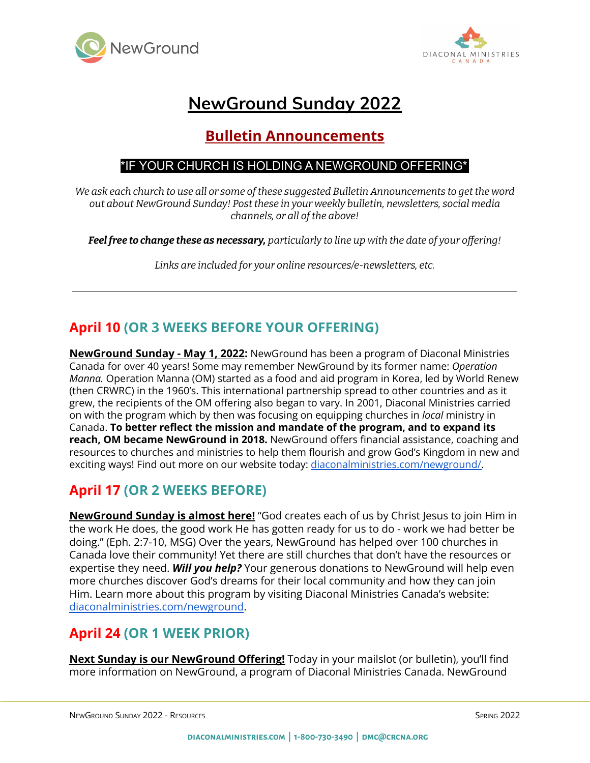# NewGround Sunday 2022

## Bulletin Announcements

**\*IF YOUR CHURCH IS HOLDING A NEWGROUND OFFERING\***

*We ask each church to use all or some of these suggested Bulletin Announcements to get the word out about NewGround Sunday! Post these in your weekly bulletin, newsletters, social media channels, or all of the above!*

***Feel free to change these as necessary,*** *particularly to line up with the date of your offering!*

*Links are included for your online resources/e-newsletters, etc.*

---

## April 10 (OR 3 WEEKS BEFORE YOUR OFFERING)

**NewGround Sunday - May 1, 2022:** NewGround has been a program of Diaconal Ministries Canada for over 40 years! Some may remember NewGround by its former name: *Operation Manna.* Operation Manna (OM) started as a food and aid program in Korea, led by World Renew (then CRWRC) in the 1960's. This international partnership spread to other countries and as it grew, the recipients of the OM offering also began to vary. In 2001, Diaconal Ministries carried on with the program which by then was focusing on equipping churches in *local* ministry in Canada. **To better reflect the mission and mandate of the program, and to expand its reach, OM became NewGround in 2018.** NewGround offers financial assistance, coaching and resources to churches and ministries to help them flourish and grow God's Kingdom in new and exciting ways! Find out more on our website today: diaconalministries.com/newground/.

## April 17 (OR 2 WEEKS BEFORE)

**NewGround Sunday is almost here!** "God creates each of us by Christ Jesus to join Him in the work He does, the good work He has gotten ready for us to do - work we had better be doing." (Eph. 2:7-10, MSG) Over the years, NewGround has helped over 100 churches in Canada love their community! Yet there are still churches that don't have the resources or expertise they need. ***Will you help?*** Your generous donations to NewGround will help even more churches discover God's dreams for their local community and how they can join Him. Learn more about this program by visiting Diaconal Ministries Canada's website: diaconalministries.com/newground.

## April 24 (OR 1 WEEK PRIOR)

**Next Sunday is our NewGround Offering!** Today in your mailslot (or bulletin), you'll find more information on NewGround, a program of Diaconal Ministries Canada. NewGround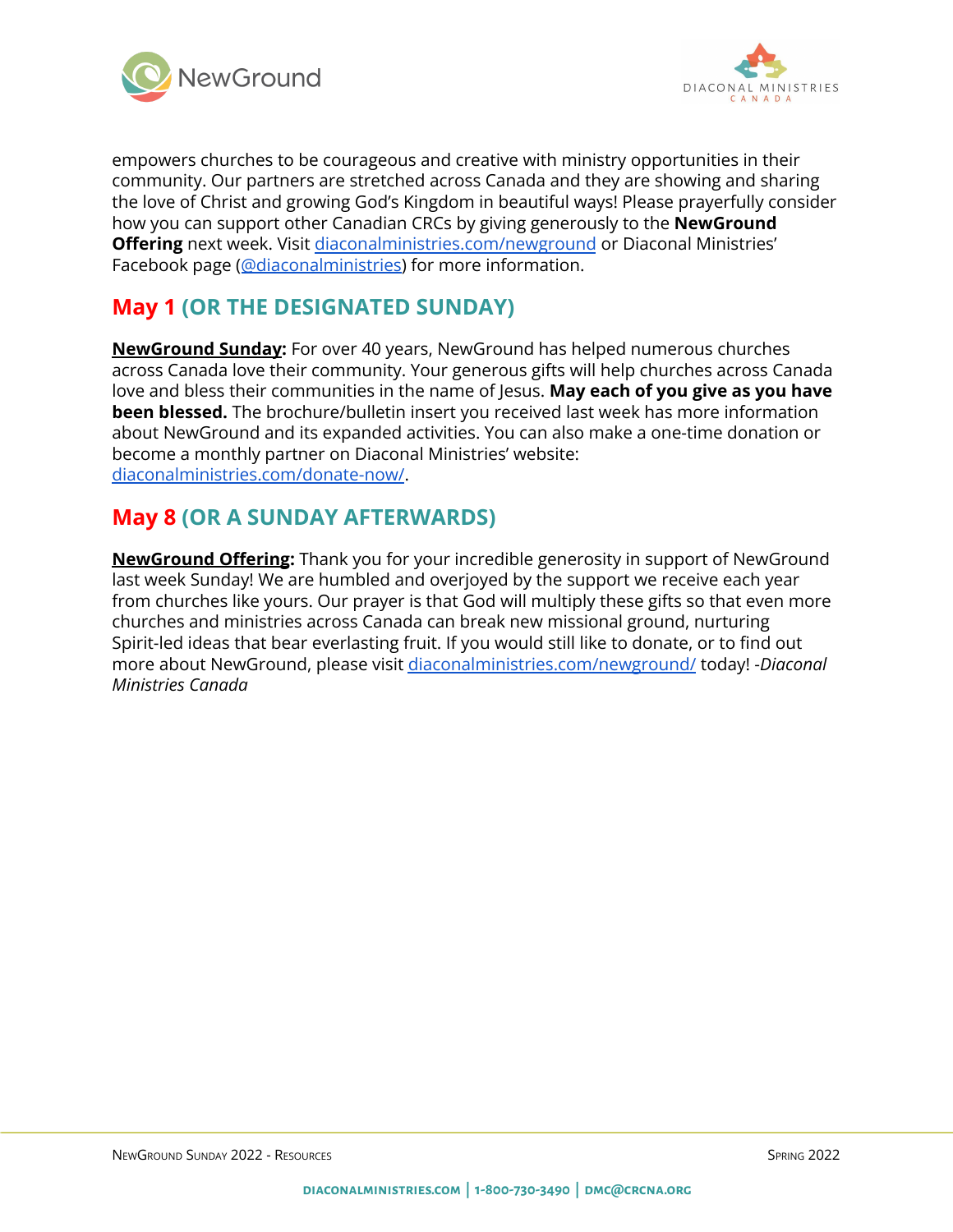empowers churches to be courageous and creative with ministry opportunities in their community. Our partners are stretched across Canada and they are showing and sharing the love of Christ and growing God's Kingdom in beautiful ways! Please prayerfully consider how you can support other Canadian CRCs by giving generously to the **NewGround Offering** next week. Visit [diaconalministries.com/newground](diaconalministries.com/newground) or Diaconal Ministries' Facebook page ([@diaconalministries](@diaconalministries)) for more information.

## May 1 (OR THE DESIGNATED SUNDAY)

**NewGround Sunday:** For over 40 years, NewGround has helped numerous churches across Canada love their community. Your generous gifts will help churches across Canada love and bless their communities in the name of Jesus. **May each of you give as you have been blessed.** The brochure/bulletin insert you received last week has more information about NewGround and its expanded activities. You can also make a one-time donation or become a monthly partner on Diaconal Ministries' website: [diaconalministries.com/donate-now/](diaconalministries.com/donate-now/).

## May 8 (OR A SUNDAY AFTERWARDS)

**NewGround Offering:** Thank you for your incredible generosity in support of NewGround last week Sunday! We are humbled and overjoyed by the support we receive each year from churches like yours. Our prayer is that God will multiply these gifts so that even more churches and ministries across Canada can break new missional ground, nurturing Spirit-led ideas that bear everlasting fruit. If you would still like to donate, or to find out more about NewGround, please visit [diaconalministries.com/newground/](diaconalministries.com/newground/) today! -*Diaconal Ministries Canada*